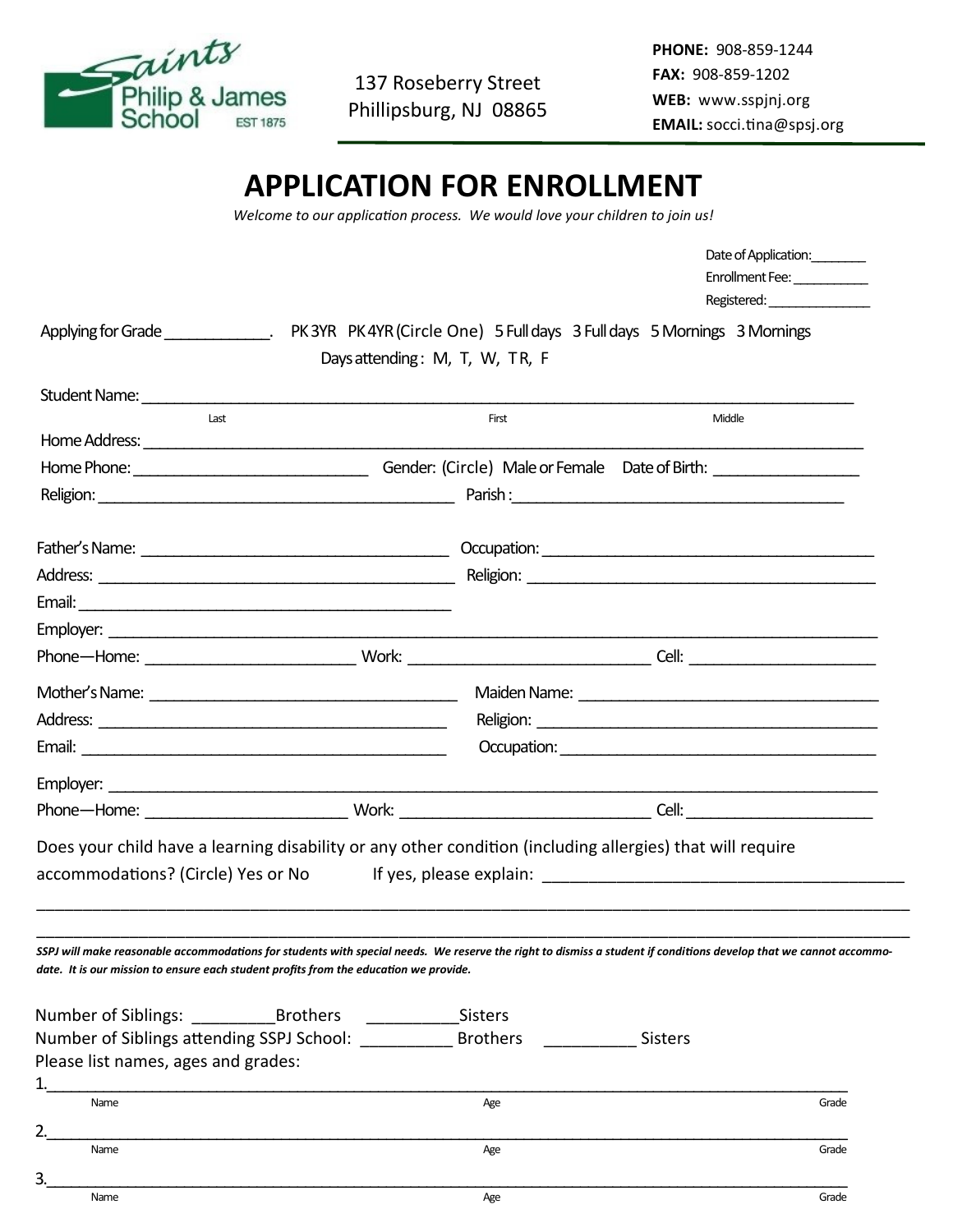Saints Philip & James School EST 1875

137 Roseberry Street
Phillipsburg, NJ 08865

**PHONE:** 908-859-1244
**FAX:** 908-859-1202
**WEB:** www.sspjnj.org
**EMAIL:** socci.tina@spsj.org

# APPLICATION FOR ENROLLMENT

*Welcome to our application process. We would love your children to join us!*

Date of Application:________
Enrollment Fee:___________
Registered:_______________

Applying for Grade ____________. PK 3YR PK 4YR (Circle One) 5 Full days 3 Full days 5 Mornings 3 Mornings

Days attending: M, T, W, TR, F

Student Name: ________________________________________________________________________________
Last First Middle

Home Address: ________________________________________________________________________________

Home Phone: ___________________________ Gender: (Circle) Male or Female Date of Birth: _________________

Religion: __________________________________________ Parish: ________________________________________

Father's Name: ____________________________________ Occupation: ________________________________________

Address: __________________________________________ Religion: __________________________________________

Email: ____________________________________________

Employer: ________________________________________________________________________________________

Phone—Home: ________________________ Work: ____________________________ Cell: _____________________

Mother's Name: ____________________________________ Maiden Name: ______________________________________

Address: __________________________________________ Religion: __________________________________________

Email: ____________________________________________ Occupation: ________________________________________

Employer: ________________________________________________________________________________________

Phone—Home: ________________________ Work: ____________________________ Cell: _____________________

Does your child have a learning disability or any other condition (including allergies) that will require accommodations? (Circle) Yes or No If yes, please explain: _________________________________________

__________________________________________________________________________________________________

__________________________________________________________________________________________________

***SSPJ will make reasonable accommodations for students with special needs. We reserve the right to dismiss a student if conditions develop that we cannot accommodate. It is our mission to ensure each student profits from the education we provide.***

Number of Siblings: _________Brothers __________Sisters

Number of Siblings attending SSPJ School: __________ Brothers __________ Sisters

Please list names, ages and grades:

1.________________________________________________________________________________________________
Name Age Grade

2.________________________________________________________________________________________________
Name Age Grade

3.________________________________________________________________________________________________
Name Age Grade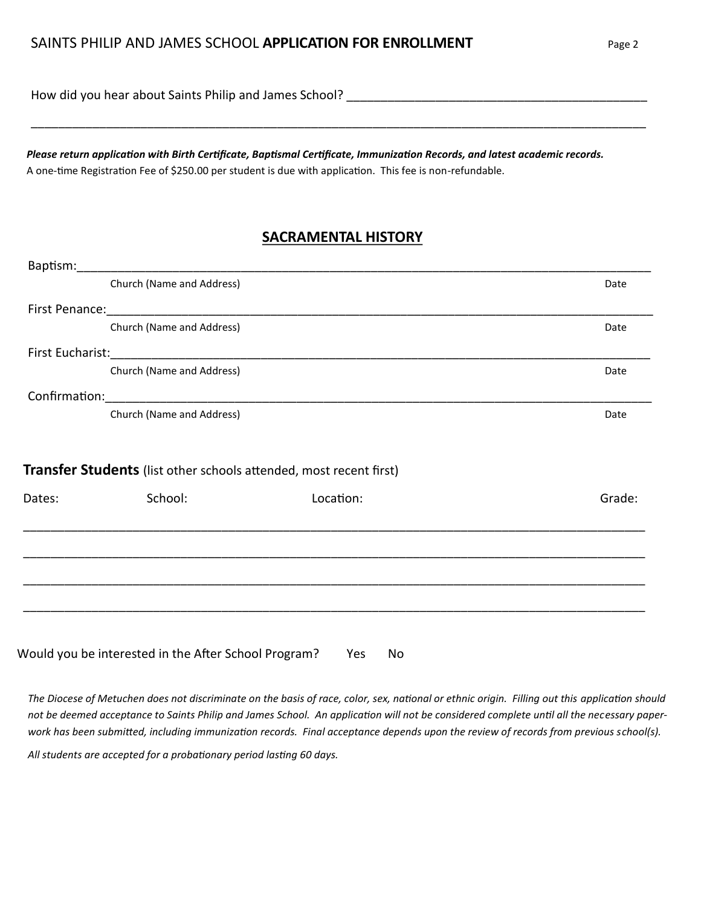How did you hear about Saints Philip and James School? ____________________________________________

____________________________________________________________________________________________

***Please return application with Birth Certificate, Baptismal Certificate, Immunization Records, and latest academic records.***
A one-time Registration Fee of $250.00 per student is due with application. This fee is non-refundable.

## SACRAMENTAL HISTORY

Baptism:________________________________________________________________________________
Church (Name and Address) Date

First Penance:____________________________________________________________________________
Church (Name and Address) Date

First Eucharist:___________________________________________________________________________
Church (Name and Address) Date

Confirmation:____________________________________________________________________________
Church (Name and Address) Date

**Transfer Students** (list other schools attended, most recent first)

| Dates: | School: | Location: | Grade: |
| --- | --- | --- | --- |
| | | | |
| | | | |
| | | | |
| | | | |

Would you be interested in the After School Program? Yes No

*The Diocese of Metuchen does not discriminate on the basis of race, color, sex, national or ethnic origin. Filling out this application should not be deemed acceptance to Saints Philip and James School. An application will not be considered complete until all the necessary paperwork has been submitted, including immunization records. Final acceptance depends upon the review of records from previous school(s).*

*All students are accepted for a probationary period lasting 60 days.*